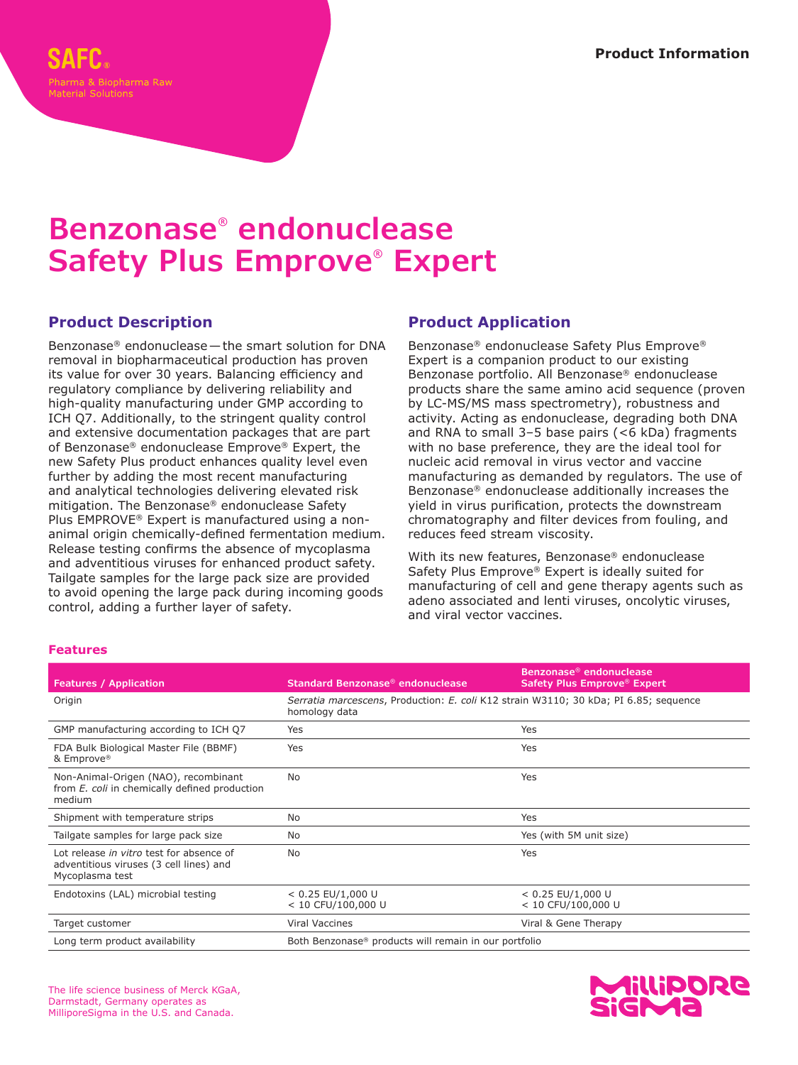SAFC®

Pharma & Biopharma Raw Material Solutions

Product Information

# Benzonase® endonuclease Safety Plus Emprove® Expert

## Product Description

Benzonase® endonuclease — the smart solution for DNA removal in biopharmaceutical production has proven its value for over 30 years. Balancing efficiency and regulatory compliance by delivering reliability and high-quality manufacturing under GMP according to ICH Q7. Additionally, to the stringent quality control and extensive documentation packages that are part of Benzonase® endonuclease Emprove® Expert, the new Safety Plus product enhances quality level even further by adding the most recent manufacturing and analytical technologies delivering elevated risk mitigation. The Benzonase® endonuclease Safety Plus EMPROVE® Expert is manufactured using a non-animal origin chemically-defined fermentation medium. Release testing confirms the absence of mycoplasma and adventitious viruses for enhanced product safety. Tailgate samples for the large pack size are provided to avoid opening the large pack during incoming goods control, adding a further layer of safety.

## Product Application

Benzonase® endonuclease Safety Plus Emprove® Expert is a companion product to our existing Benzonase portfolio. All Benzonase® endonuclease products share the same amino acid sequence (proven by LC-MS/MS mass spectrometry), robustness and activity. Acting as endonuclease, degrading both DNA and RNA to small 3–5 base pairs (<6 kDa) fragments with no base preference, they are the ideal tool for nucleic acid removal in virus vector and vaccine manufacturing as demanded by regulators. The use of Benzonase® endonuclease additionally increases the yield in virus purification, protects the downstream chromatography and filter devices from fouling, and reduces feed stream viscosity.

With its new features, Benzonase® endonuclease Safety Plus Emprove® Expert is ideally suited for manufacturing of cell and gene therapy agents such as adeno associated and lenti viruses, oncolytic viruses, and viral vector vaccines.

### Features

| Features / Application | Standard Benzonase® endonuclease | Benzonase® endonuclease Safety Plus Emprove® Expert |
|---|---|---|
| Origin | *Serratia marcescens*, Production: *E. coli* K12 strain W3110; 30 kDa; PI 6.85; sequence homology data | |
| GMP manufacturing according to ICH Q7 | Yes | Yes |
| FDA Bulk Biological Master File (BBMF) & Emprove® | Yes | Yes |
| Non-Animal-Origen (NAO), recombinant from *E. coli* in chemically defined production medium | No | Yes |
| Shipment with temperature strips | No | Yes |
| Tailgate samples for large pack size | No | Yes (with 5M unit size) |
| Lot release *in vitro* test for absence of adventitious viruses (3 cell lines) and Mycoplasma test | No | Yes |
| Endotoxins (LAL) microbial testing | < 0.25 EU/1,000 U<br>< 10 CFU/100,000 U | < 0.25 EU/1,000 U<br>< 10 CFU/100,000 U |
| Target customer | Viral Vaccines | Viral & Gene Therapy |
| Long term product availability | Both Benzonase® products will remain in our portfolio | |

The life science business of Merck KGaA, Darmstadt, Germany operates as MilliporeSigma in the U.S. and Canada.

MilliporeSigma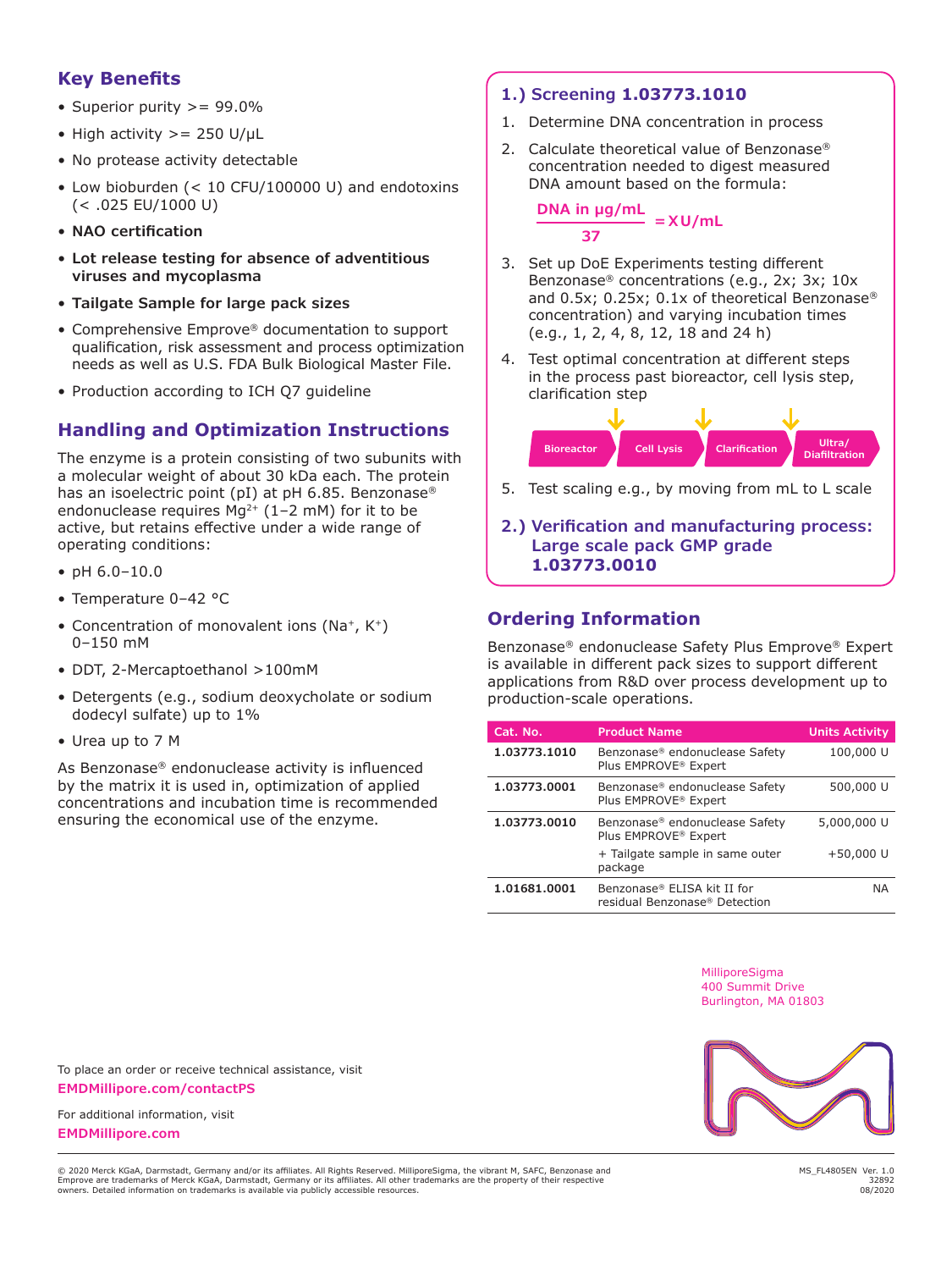## Key Benefits

- Superior purity >= 99.0%
- High activity >= 250 U/µL
- No protease activity detectable
- Low bioburden (< 10 CFU/100000 U) and endotoxins (< .025 EU/1000 U)
- **NAO certification**
- **Lot release testing for absence of adventitious viruses and mycoplasma**
- **Tailgate Sample for large pack sizes**
- Comprehensive Emprove® documentation to support qualification, risk assessment and process optimization needs as well as U.S. FDA Bulk Biological Master File.
- Production according to ICH Q7 guideline

## Handling and Optimization Instructions

The enzyme is a protein consisting of two subunits with a molecular weight of about 30 kDa each. The protein has an isoelectric point (pI) at pH 6.85. Benzonase® endonuclease requires $Mg^{2+}$ (1–2 mM) for it to be active, but retains effective under a wide range of operating conditions:

- pH 6.0–10.0
- Temperature 0–42 °C
- Concentration of monovalent ions ($Na^+$, $K^+$) 0–150 mM
- DDT, 2-Mercaptoethanol >100mM
- Detergents (e.g., sodium deoxycholate or sodium dodecyl sulfate) up to 1%
- Urea up to 7 M

As Benzonase® endonuclease activity is influenced by the matrix it is used in, optimization of applied concentrations and incubation time is recommended ensuring the economical use of the enzyme.

### 1.) Screening 1.03773.1010

1. Determine DNA concentration in process
2. Calculate theoretical value of Benzonase® concentration needed to digest measured DNA amount based on the formula:

$$\frac{\text{DNA in µg/mL}}{37} = \text{X U/mL}$$

3. Set up DoE Experiments testing different Benzonase® concentrations (e.g., 2x; 3x; 10x and 0.5x; 0.25x; 0.1x of theoretical Benzonase® concentration) and varying incubation times (e.g., 1, 2, 4, 8, 12, 18 and 24 h)
4. Test optimal concentration at different steps in the process past bioreactor, cell lysis step, clarification step

Bioreactor → Cell Lysis → Clarification → Ultra/ Diafiltration

5. Test scaling e.g., by moving from mL to L scale

### 2.) Verification and manufacturing process: Large scale pack GMP grade 1.03773.0010

## Ordering Information

Benzonase® endonuclease Safety Plus Emprove® Expert is available in different pack sizes to support different applications from R&D over process development up to production-scale operations.

| Cat. No. | Product Name | Units Activity |
|---|---|---|
| **1.03773.1010** | Benzonase® endonuclease Safety Plus EMPROVE® Expert | 100,000 U |
| **1.03773.0001** | Benzonase® endonuclease Safety Plus EMPROVE® Expert | 500,000 U |
| **1.03773.0010** | Benzonase® endonuclease Safety Plus EMPROVE® Expert | 5,000,000 U |
| | + Tailgate sample in same outer package | +50,000 U |
| **1.01681.0001** | Benzonase® ELISA kit II for residual Benzonase® Detection | NA |

MilliporeSigma
400 Summit Drive
Burlington, MA 01803

To place an order or receive technical assistance, visit
**EMDMillipore.com/contactPS**

For additional information, visit
**EMDMillipore.com**

© 2020 Merck KGaA, Darmstadt, Germany and/or its affiliates. All Rights Reserved. MilliporeSigma, the vibrant M, SAFC, Benzonase and Emprove are trademarks of Merck KGaA, Darmstadt, Germany or its affiliates. All other trademarks are the property of their respective owners. Detailed information on trademarks is available via publicly accessible resources.

MS_FL4805EN Ver. 1.0
32892
08/2020